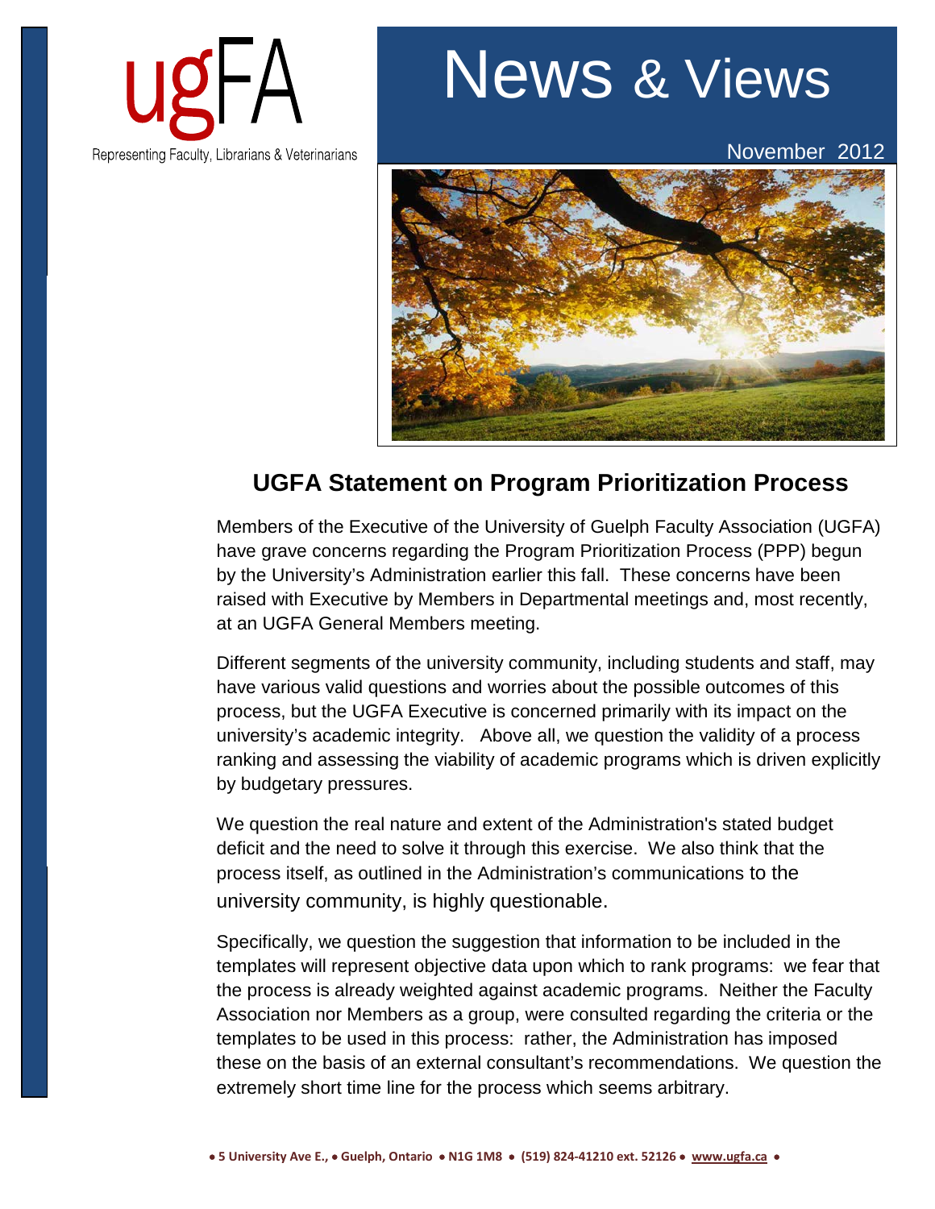ugFA

Representing Faculty, Librarians & Veterinarians

# News & Views

November 2012

## UGFA Statement on Program Prioritization Process

Members of the Executive of the University of Guelph Faculty Association (UGFA) have grave concerns regarding the Program Prioritization Process (PPP) begun by the University's Administration earlier this fall. These concerns have been raised with Executive by Members in Departmental meetings and, most recently, at an UGFA General Members meeting.

Different segments of the university community, including students and staff, may have various valid questions and worries about the possible outcomes of this process, but the UGFA Executive is concerned primarily with its impact on the university's academic integrity. Above all, we question the validity of a process ranking and assessing the viability of academic programs which is driven explicitly by budgetary pressures.

We question the real nature and extent of the Administration's stated budget deficit and the need to solve it through this exercise. We also think that the process itself, as outlined in the Administration's communications to the university community, is highly questionable.

Specifically, we question the suggestion that information to be included in the templates will represent objective data upon which to rank programs: we fear that the process is already weighted against academic programs. Neither the Faculty Association nor Members as a group, were consulted regarding the criteria or the templates to be used in this process: rather, the Administration has imposed these on the basis of an external consultant's recommendations. We question the extremely short time line for the process which seems arbitrary.

• 5 University Ave E., • Guelph, Ontario • N1G 1M8 • (519) 824-41210 ext. 52126 • www.ugfa.ca •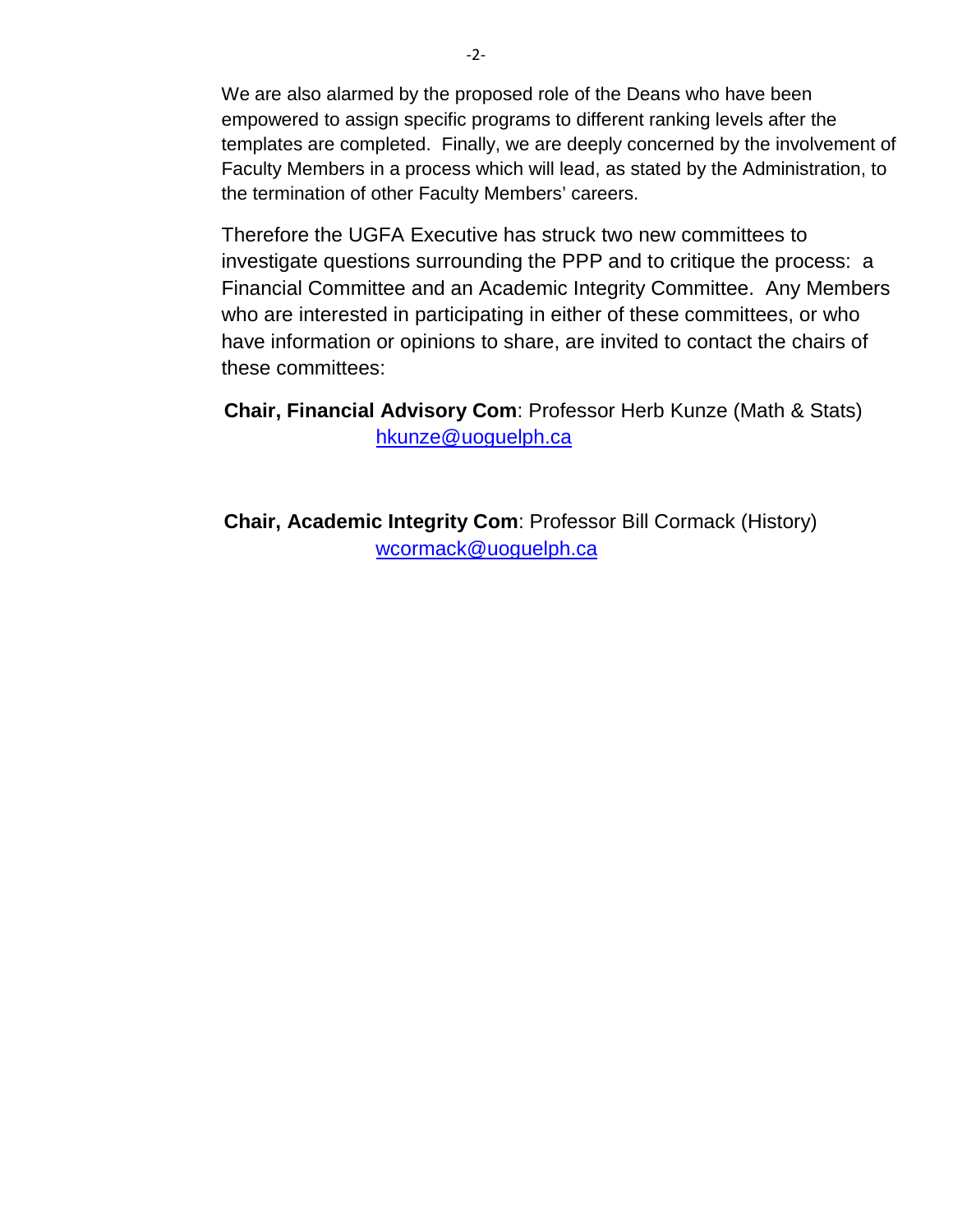We are also alarmed by the proposed role of the Deans who have been empowered to assign specific programs to different ranking levels after the templates are completed. Finally, we are deeply concerned by the involvement of Faculty Members in a process which will lead, as stated by the Administration, to the termination of other Faculty Members' careers.

Therefore the UGFA Executive has struck two new committees to investigate questions surrounding the PPP and to critique the process: a Financial Committee and an Academic Integrity Committee. Any Members who are interested in participating in either of these committees, or who have information or opinions to share, are invited to contact the chairs of these committees:

**Chair, Financial Advisory Com**: Professor Herb Kunze (Math & Stats)
hkunze@uoguelph.ca

**Chair, Academic Integrity Com**: Professor Bill Cormack (History)
wcormack@uoguelph.ca